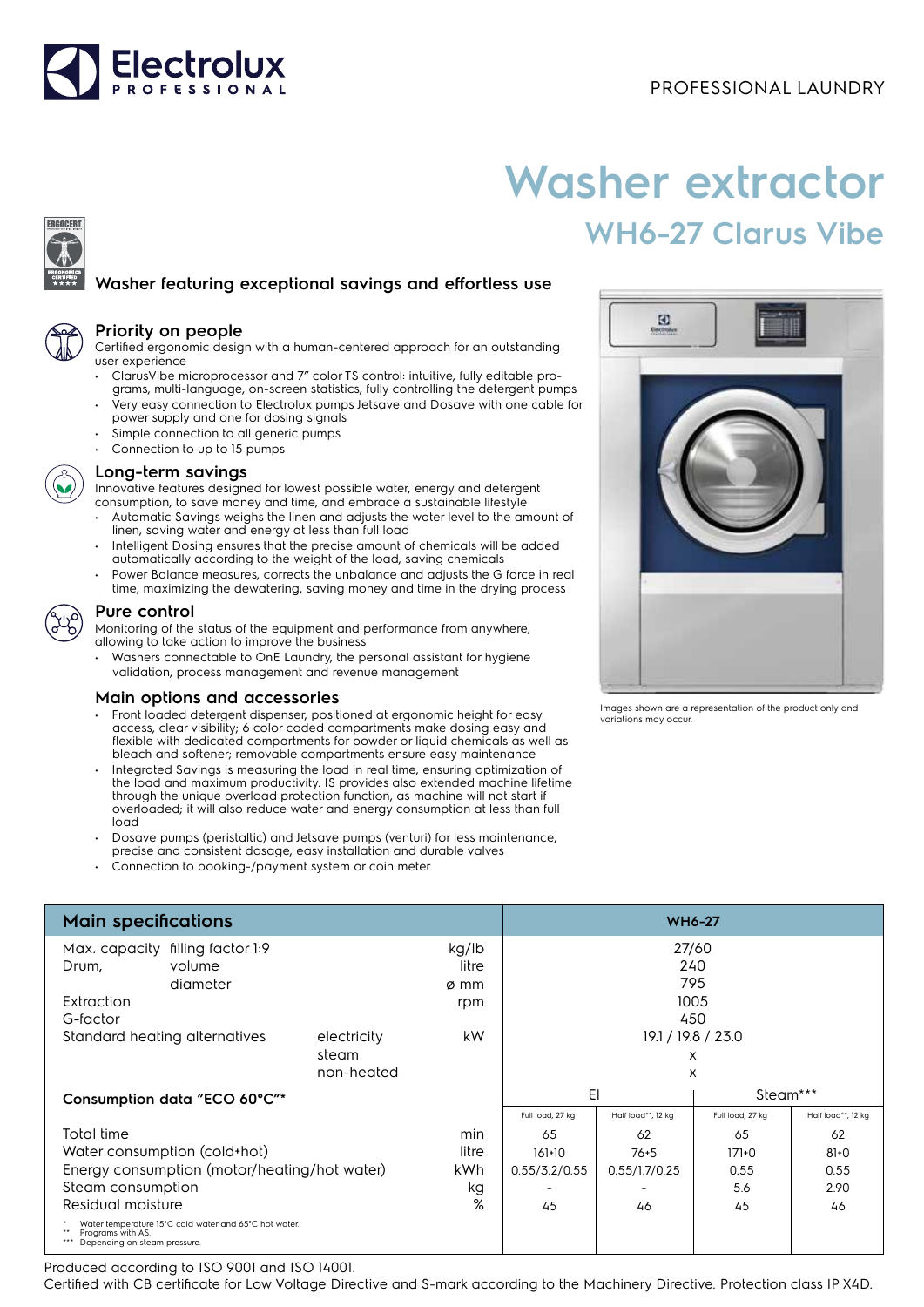PROFESSIONAL LAUNDRY

# Washer extractor

## WH6-27 Clarus Vibe

### Washer featuring exceptional savings and effortless use

#### Priority on people

Certified ergonomic design with a human-centered approach for an outstanding user experience

- ClarusVibe microprocessor and 7" color TS control: intuitive, fully editable programs, multi-language, on-screen statistics, fully controlling the detergent pumps
- Very easy connection to Electrolux pumps Jetsave and Dosave with one cable for power supply and one for dosing signals
- Simple connection to all generic pumps
- Connection to up to 15 pumps

#### Long-term savings

Innovative features designed for lowest possible water, energy and detergent consumption, to save money and time, and embrace a sustainable lifestyle

- Automatic Savings weighs the linen and adjusts the water level to the amount of linen, saving water and energy at less than full load
- Intelligent Dosing ensures that the precise amount of chemicals will be added automatically according to the weight of the load, saving chemicals
- Power Balance measures, corrects the unbalance and adjusts the G force in real time, maximizing the dewatering, saving money and time in the drying process

#### Pure control

Monitoring of the status of the equipment and performance from anywhere, allowing to take action to improve the business

- Washers connectable to OnE Laundry, the personal assistant for hygiene validation, process management and revenue management

#### Main options and accessories

- Front loaded detergent dispenser, positioned at ergonomic height for easy access, clear visibility; 6 color coded compartments make dosing easy and flexible with dedicated compartments for powder or liquid chemicals as well as bleach and softener; removable compartments ensure easy maintenance
- Integrated Savings is measuring the load in real time, ensuring optimization of the load and maximum productivity. IS provides also extended machine lifetime through the unique overload protection function, as machine will not start if overloaded; it will also reduce water and energy consumption at less than full load
- Dosave pumps (peristaltic) and Jetsave pumps (venturi) for less maintenance, precise and consistent dosage, easy installation and durable valves
- Connection to booking-/payment system or coin meter

Images shown are a representation of the product only and variations may occur.

| Main specifications | | | | WH6-27 | | | |
|---|---|---|---|---|---|---|---|
| Max. capacity | filling factor 1:9 | | kg/lb | 27/60 | | | |
| Drum, | volume | | litre | 240 | | | |
| | diameter | | ø mm | 795 | | | |
| Extraction | | | rpm | 1005 | | | |
| G-factor | | | | 450 | | | |
| Standard heating alternatives | | electricity | kW | 19.1 / 19.8 / 23.0 | | | |
| | | steam | | x | | | |
| | | non-heated | | x | | | |
| **Consumption data "ECO 60°C"*** | | | | El | | Steam*** | |
| | | | | Full load, 27 kg | Half load**, 12 kg | Full load, 27 kg | Half load**, 12 kg |
| Total time | | | min | 65 | 62 | 65 | 62 |
| Water consumption (cold+hot) | | | litre | 161+10 | 76+5 | 171+0 | 81+0 |
| Energy consumption (motor/heating/hot water) | | | kWh | 0.55/3.2/0.55 | 0.55/1.7/0.25 | 0.55 | 0.55 |
| Steam consumption | | | kg | - | - | 5.6 | 2.90 |
| Residual moisture | | | % | 45 | 46 | 45 | 46 |

\* Water temperature 15°C cold water and 65°C hot water.
\** Programs with AS.
\*** Depending on steam pressure.

Produced according to ISO 9001 and ISO 14001.
Certified with CB certificate for Low Voltage Directive and S-mark according to the Machinery Directive. Protection class IP X4D.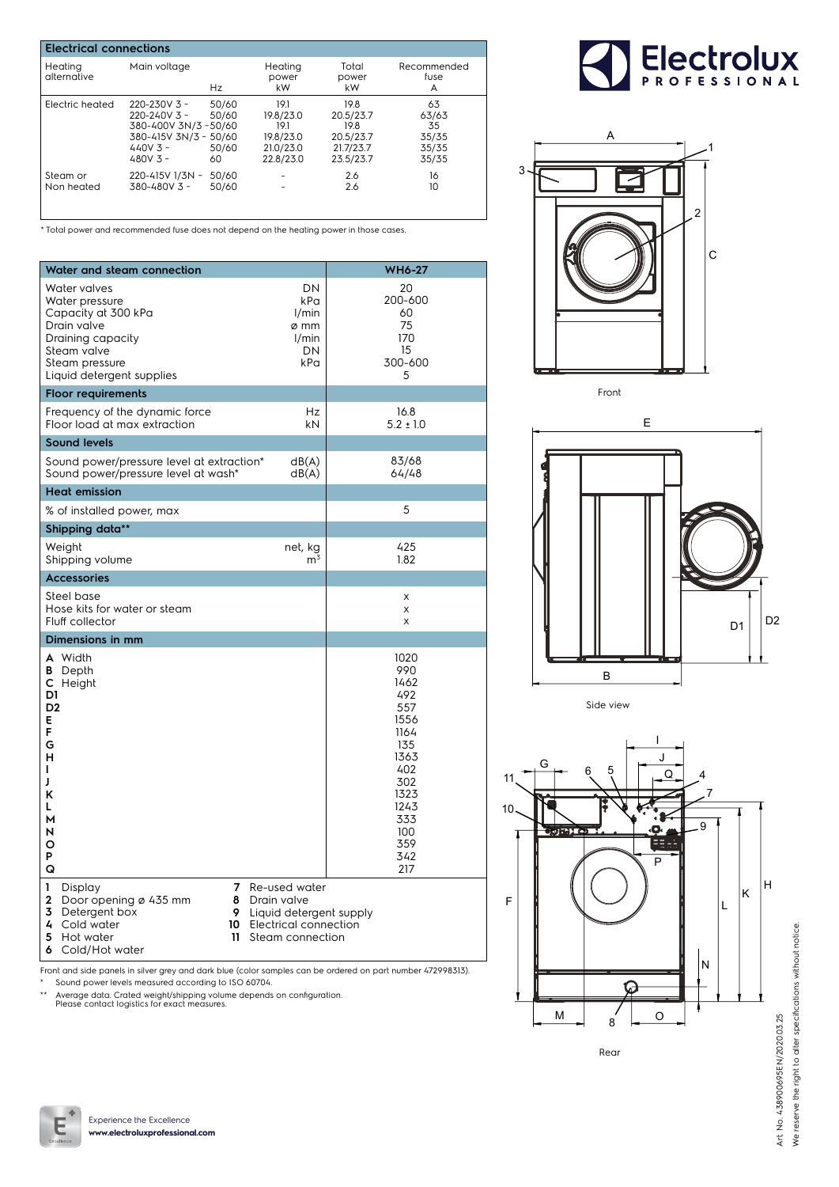## Electrical connections

| Heating alternative | Main voltage | Hz | Heating power kW | Total power kW | Recommended fuse A |
|---|---|---|---|---|---|
| Electric heated | 220-230V 3 ~ | 50/60 | 19.1 | 19.8 | 63 |
| | 220-240V 3 ~ | 50/60 | 19.8/23.0 | 20.5/23.7 | 63/63 |
| | 380-400V 3N/3 ~ | 50/60 | 19.1 | 19.8 | 35 |
| | 380-415V 3N/3 ~ | 50/60 | 19.8/23.0 | 20.5/23.7 | 35/35 |
| | 440V 3 ~ | 50/60 | 21.0/23.0 | 21.7/23.7 | 35/35 |
| | 480V 3 ~ | 60 | 22.8/23.0 | 23.5/23.7 | 35/35 |
| Steam or Non heated | 220-415V 1/3N ~ | 50/60 | - | 2.6 | 16 |
| | 380-480V 3 ~ | 50/60 | - | 2.6 | 10 |

\* Total power and recommended fuse does not depend on the heating power in those cases.

| Water and steam connection | | WH6-27 |
|---|---|---|
| Water valves | DN | 20 |
| Water pressure | kPa | 200-600 |
| Capacity at 300 kPa | l/min | 60 |
| Drain valve | ø mm | 75 |
| Draining capacity | l/min | 170 |
| Steam valve | DN | 15 |
| Steam pressure | kPa | 300-600 |
| Liquid detergent supplies | | 5 |
| **Floor requirements** | | |
| Frequency of the dynamic force | Hz | 16.8 |
| Floor load at max extraction | kN | 5.2 ± 1.0 |
| **Sound levels** | | |
| Sound power/pressure level at extraction* | dB(A) | 83/68 |
| Sound power/pressure level at wash* | dB(A) | 64/48 |
| **Heat emission** | | |
| % of installed power, max | | 5 |
| **Shipping data\*\*** | | |
| Weight | net, kg | 425 |
| Shipping volume | m³ | 1.82 |
| **Accessories** | | |
| Steel base | | x |
| Hose kits for water or steam | | x |
| Fluff collector | | x |
| **Dimensions in mm** | | |
| A Width | | 1020 |
| B Depth | | 990 |
| C Height | | 1462 |
| D1 | | 492 |
| D2 | | 557 |
| E | | 1556 |
| F | | 1164 |
| G | | 135 |
| H | | 1363 |
| I | | 402 |
| J | | 302 |
| K | | 1323 |
| L | | 1243 |
| M | | 333 |
| N | | 100 |
| O | | 359 |
| P | | 342 |
| Q | | 217 |

1 Display
2 Door opening ø 435 mm
3 Detergent box
4 Cold water
5 Hot water
6 Cold/Hot water
7 Re-used water
8 Drain valve
9 Liquid detergent supply
10 Electrical connection
11 Steam connection

Front and side panels in silver grey and dark blue (color samples can be ordered on part number 472998313).

\* Sound power levels measured according to ISO 60704.

\*\* Average data. Crated weight/shipping volume depends on configuration. Please contact logistics for exact measures.

Electrolux PROFESSIONAL

A
1
3
2
C
Front

E
D1
D2
B
Side view

I
G
J
6
5
Q
4
11
7
10
9
P
F
K
H
L
N
M
8
O
Rear

Experience the Excellence
**www.electroluxprofessional.com**

Art. No. 438900695EN/2020.03.25
We reserve the right to alter specifications without notice.